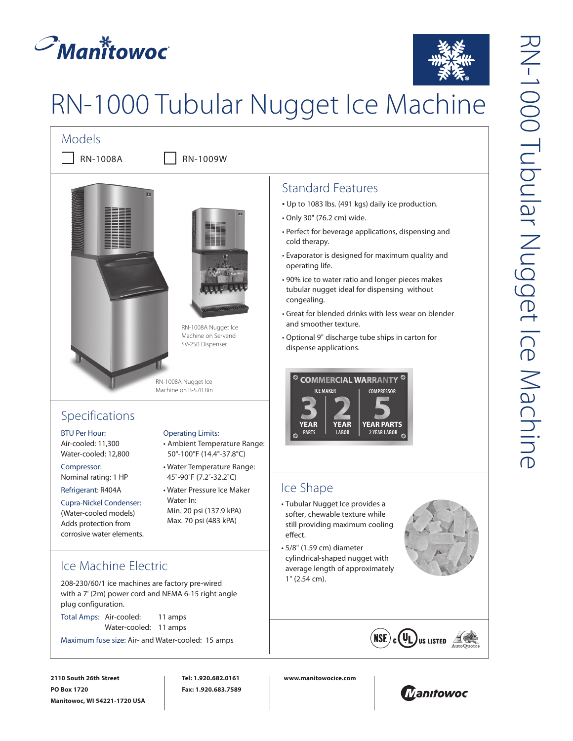# RN-1000 Tubular Nugget Ice Machine

## Models

- [ ] RN-1008A
- [ ] RN-1009W

RN-1008A Nugget Ice Machine on Servend SV-250 Dispenser

RN-1008A Nugget Ice Machine on B-570 Bin

## Standard Features

- Up to 1083 lbs. (491 kgs) daily ice production.
- Only 30" (76.2 cm) wide.
- Perfect for beverage applications, dispensing and cold therapy.
- Evaporator is designed for maximum quality and operating life.
- 90% ice to water ratio and longer pieces makes tubular nugget ideal for dispensing without congealing.
- Great for blended drinks with less wear on blender and smoother texture.
- Optional 9" discharge tube ships in carton for dispense applications.

**COMMERCIAL WARRANTY**

| ICE MAKER | | COMPRESSOR |
|---|---|---|
| 3 YEAR PARTS | 2 YEAR LABOR | 5 YEAR PARTS 2 YEAR LABOR |

## Specifications

**BTU Per Hour:**
Air-cooled: 11,300
Water-cooled: 12,800

**Compressor:**
Nominal rating: 1 HP

**Refrigerant:** R404A

**Cupra-Nickel Condenser:**
(Water-cooled models)
Adds protection from corrosive water elements.

**Operating Limits:**

- Ambient Temperature Range: 50°-100°F (14.4°-37.8°C)
- Water Temperature Range: 45°-90°F (7.2°-32.2°C)
- Water Pressure Ice Maker Water In:
  Min. 20 psi (137.9 kPA)
  Max. 70 psi (483 kPA)

## Ice Shape

- Tubular Nugget Ice provides a softer, chewable texture while still providing maximum cooling effect.
- 5/8" (1.59 cm) diameter cylindrical-shaped nugget with average length of approximately 1" (2.54 cm).

## Ice Machine Electric

208-230/60/1 ice machines are factory pre-wired with a 7' (2m) power cord and NEMA 6-15 right angle plug configuration.

**Total Amps:** Air-cooled: 11 amps
Water-cooled: 11 amps

**Maximum fuse size:** Air- and Water-cooled: 15 amps

NSF · c UL US LISTED · AutoQuotes

**2110 South 26th Street**
**PO Box 1720**
**Manitowoc, WI 54221-1720 USA**

**Tel: 1.920.682.0161**
**Fax: 1.920.683.7589**

**www.manitowocice.com**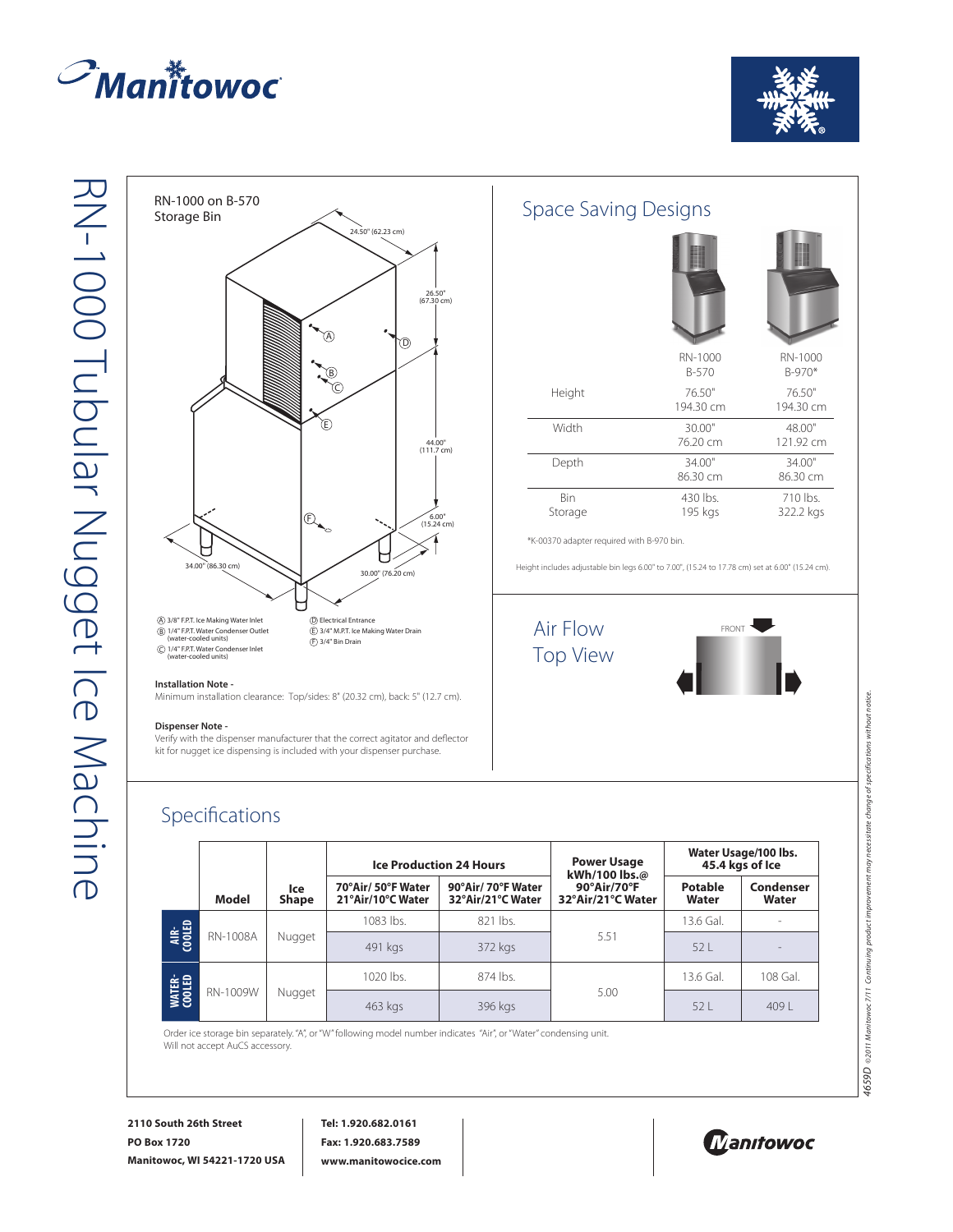# RN-1000 Tubular Nugget Ice Machine

RN-1000 on B-570 Storage Bin

24.50" (62.23 cm)

26.50" (67.30 cm)

44.00" (111.7 cm)

6.00" (15.24 cm)

34.00" (86.30 cm)

30.00" (76.20 cm)

Ⓐ 3/8" F.P.T. Ice Making Water Inlet
Ⓑ 1/4" F.P.T. Water Condenser Outlet (water-cooled units)
Ⓒ 1/4" F.P.T. Water Condenser Inlet (water-cooled units)
Ⓓ Electrical Entrance
Ⓔ 3/4" M.P.T. Ice Making Water Drain
Ⓕ 3/4" Bin Drain

**Installation Note -**
Minimum installation clearance: Top/sides: 8" (20.32 cm), back: 5" (12.7 cm).

**Dispenser Note -**
Verify with the dispenser manufacturer that the correct agitator and deflector kit for nugget ice dispensing is included with your dispenser purchase.

## Space Saving Designs

| | RN-1000 B-570 | RN-1000 B-970* |
|---|---|---|
| Height | 76.50" 194.30 cm | 76.50" 194.30 cm |
| Width | 30.00" 76.20 cm | 48.00" 121.92 cm |
| Depth | 34.00" 86.30 cm | 34.00" 86.30 cm |
| Bin Storage | 430 lbs. 195 kgs | 710 lbs. 322.2 kgs |

*K-00370 adapter required with B-970 bin.

Height includes adjustable bin legs 6.00" to 7.00", (15.24 to 17.78 cm) set at 6.00" (15.24 cm).

## Air Flow Top View

FRONT

## Specifications

| | Model | Ice Shape | Ice Production 24 Hours | | Power Usage kWh/100 lbs.@ 90°Air/70°F 32°Air/21°C Water | Water Usage/100 lbs. 45.4 kgs of Ice | |
|---|---|---|---|---|---|---|---|
| | | | 70°Air/ 50°F Water 21°Air/10°C Water | 90°Air/ 70°F Water 32°Air/21°C Water | | Potable Water | Condenser Water |
| AIR-COOLED | RN-1008A | Nugget | 1083 lbs. | 821 lbs. | 5.51 | 13.6 Gal. | - |
| | | | 491 kgs | 372 kgs | | 52 L | - |
| WATER-COOLED | RN-1009W | Nugget | 1020 lbs. | 874 lbs. | 5.00 | 13.6 Gal. | 108 Gal. |
| | | | 463 kgs | 396 kgs | | 52 L | 409 L |

Order ice storage bin separately. "A", or "W" following model number indicates "Air", or "Water" condensing unit.
Will not accept AuCS accessory.

4659D ©2011 Manitowoc 7/11 Continuing product improvement may necessitate change of specifications without notice.

**2110 South 26th Street**
**PO Box 1720**
**Manitowoc, WI 54221-1720 USA**

**Tel: 1.920.682.0161**
**Fax: 1.920.683.7589**
**www.manitowocice.com**